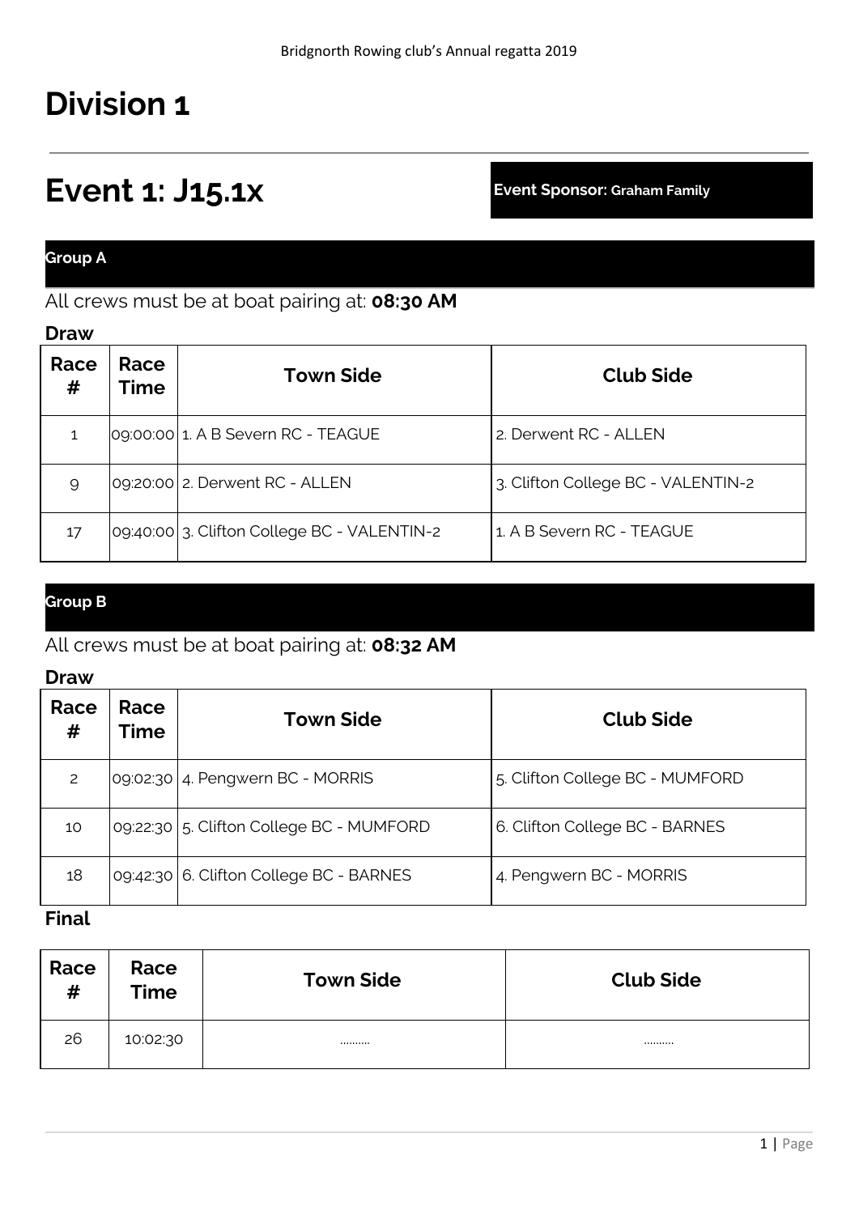# Division 1

## Event 1: J15.1x

**Event Sponsor:** Graham Family

### Group A

All crews must be at boat pairing at: **08:30 AM**

**Draw**

| Race # | Race Time | Town Side | Club Side |
|---|---|---|---|
| 1 | 09:00:00 | 1. A B Severn RC - TEAGUE | 2. Derwent RC - ALLEN |
| 9 | 09:20:00 | 2. Derwent RC - ALLEN | 3. Clifton College BC - VALENTIN-2 |
| 17 | 09:40:00 | 3. Clifton College BC - VALENTIN-2 | 1. A B Severn RC - TEAGUE |

### Group B

All crews must be at boat pairing at: **08:32 AM**

**Draw**

| Race # | Race Time | Town Side | Club Side |
|---|---|---|---|
| 2 | 09:02:30 | 4. Pengwern BC - MORRIS | 5. Clifton College BC - MUMFORD |
| 10 | 09:22:30 | 5. Clifton College BC - MUMFORD | 6. Clifton College BC - BARNES |
| 18 | 09:42:30 | 6. Clifton College BC - BARNES | 4. Pengwern BC - MORRIS |

**Final**

| Race # | Race Time | Town Side | Club Side |
|---|---|---|---|
| 26 | 10:02:30 | .......... | .......... |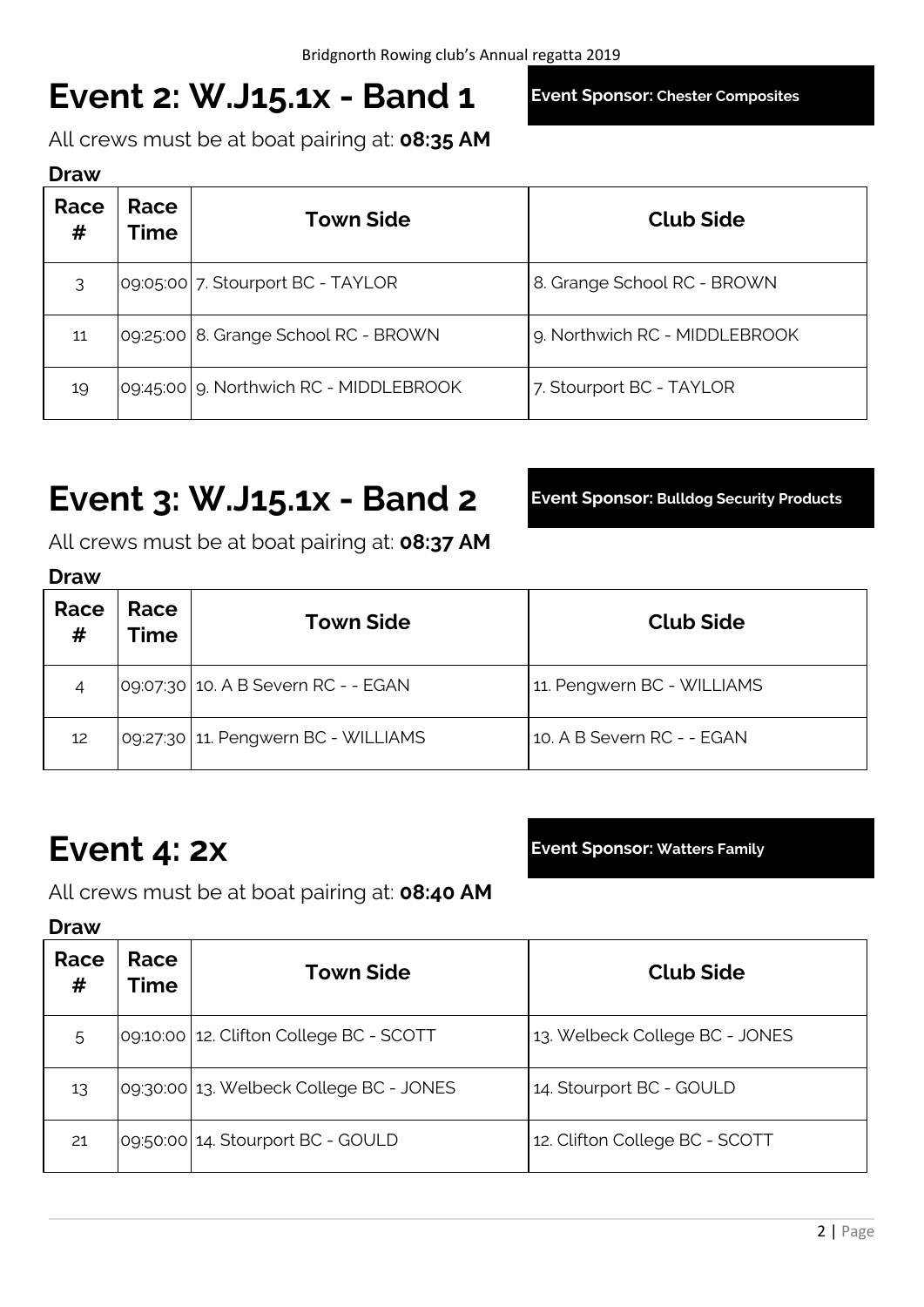# Event 2: W.J15.1x - Band 1

**Event Sponsor: Chester Composites**

All crews must be at boat pairing at: **08:35 AM**

**Draw**

| Race # | Race Time | Town Side | Club Side |
|---|---|---|---|
| 3 | 09:05:00 | 7. Stourport BC - TAYLOR | 8. Grange School RC - BROWN |
| 11 | 09:25:00 | 8. Grange School RC - BROWN | 9. Northwich RC - MIDDLEBROOK |
| 19 | 09:45:00 | 9. Northwich RC - MIDDLEBROOK | 7. Stourport BC - TAYLOR |

# Event 3: W.J15.1x - Band 2

**Event Sponsor: Bulldog Security Products**

All crews must be at boat pairing at: **08:37 AM**

**Draw**

| Race # | Race Time | Town Side | Club Side |
|---|---|---|---|
| 4 | 09:07:30 | 10. A B Severn RC - - EGAN | 11. Pengwern BC - WILLIAMS |
| 12 | 09:27:30 | 11. Pengwern BC - WILLIAMS | 10. A B Severn RC - - EGAN |

# Event 4: 2x

**Event Sponsor: Watters Family**

All crews must be at boat pairing at: **08:40 AM**

**Draw**

| Race # | Race Time | Town Side | Club Side |
|---|---|---|---|
| 5 | 09:10:00 | 12. Clifton College BC - SCOTT | 13. Welbeck College BC - JONES |
| 13 | 09:30:00 | 13. Welbeck College BC - JONES | 14. Stourport BC - GOULD |
| 21 | 09:50:00 | 14. Stourport BC - GOULD | 12. Clifton College BC - SCOTT |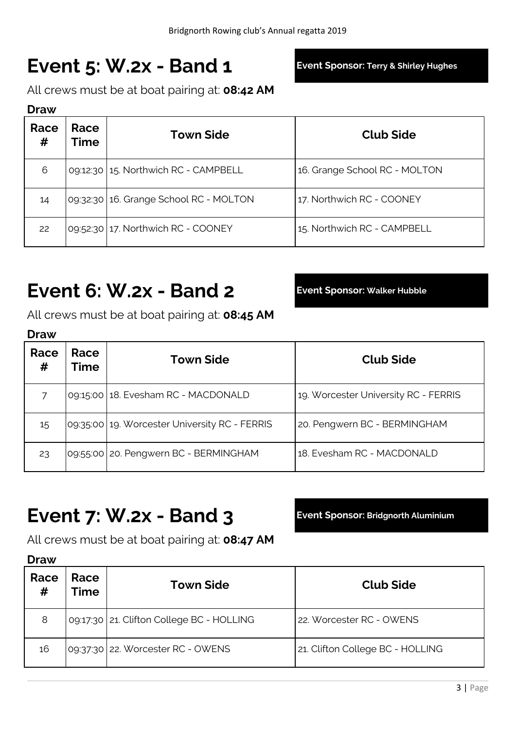# Event 5: W.2x - Band 1

**Event Sponsor: Terry & Shirley Hughes**

All crews must be at boat pairing at: **08:42 AM**

**Draw**

| Race # | Race Time | Town Side | Club Side |
|---|---|---|---|
| 6 | 09:12:30 | 15. Northwich RC - CAMPBELL | 16. Grange School RC - MOLTON |
| 14 | 09:32:30 | 16. Grange School RC - MOLTON | 17. Northwich RC - COONEY |
| 22 | 09:52:30 | 17. Northwich RC - COONEY | 15. Northwich RC - CAMPBELL |

# Event 6: W.2x - Band 2

**Event Sponsor: Walker Hubble**

All crews must be at boat pairing at: **08:45 AM**

**Draw**

| Race # | Race Time | Town Side | Club Side |
|---|---|---|---|
| 7 | 09:15:00 | 18. Evesham RC - MACDONALD | 19. Worcester University RC - FERRIS |
| 15 | 09:35:00 | 19. Worcester University RC - FERRIS | 20. Pengwern BC - BERMINGHAM |
| 23 | 09:55:00 | 20. Pengwern BC - BERMINGHAM | 18. Evesham RC - MACDONALD |

# Event 7: W.2x - Band 3

**Event Sponsor: Bridgnorth Aluminium**

All crews must be at boat pairing at: **08:47 AM**

**Draw**

| Race # | Race Time | Town Side | Club Side |
|---|---|---|---|
| 8 | 09:17:30 | 21. Clifton College BC - HOLLING | 22. Worcester RC - OWENS |
| 16 | 09:37:30 | 22. Worcester RC - OWENS | 21. Clifton College BC - HOLLING |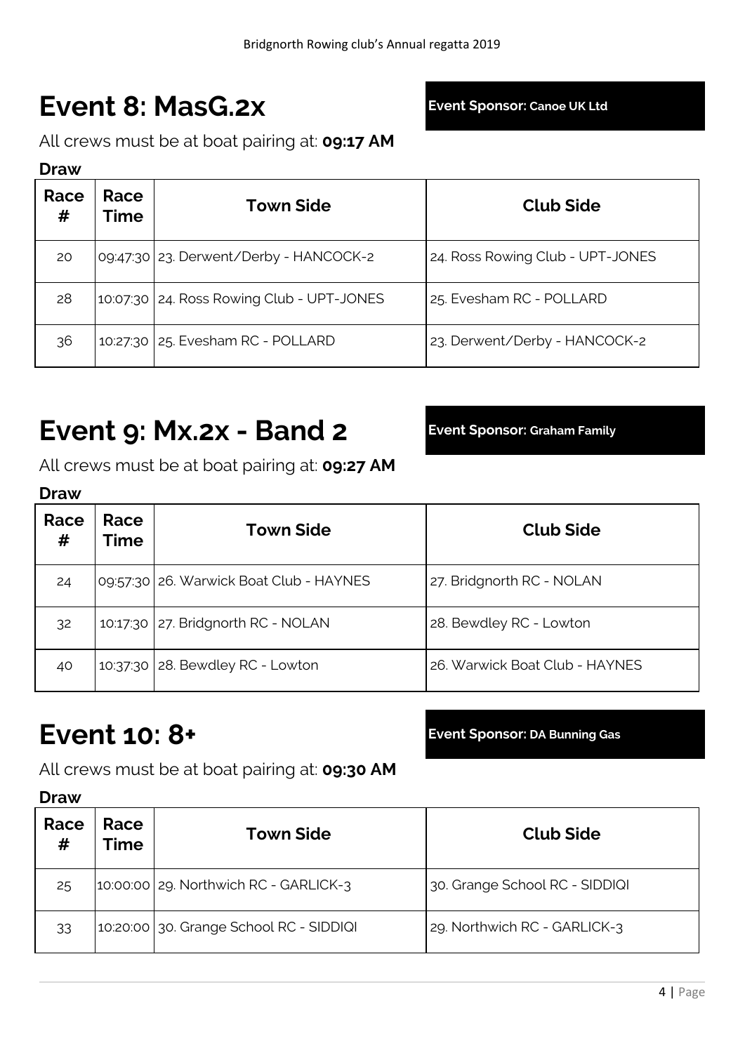# Event 8: MasG.2x

**Event Sponsor: Canoe UK Ltd**

All crews must be at boat pairing at: **09:17 AM**

**Draw**

| Race # | Race Time | Town Side | Club Side |
|---|---|---|---|
| 20 | 09:47:30 | 23. Derwent/Derby - HANCOCK-2 | 24. Ross Rowing Club - UPT-JONES |
| 28 | 10:07:30 | 24. Ross Rowing Club - UPT-JONES | 25. Evesham RC - POLLARD |
| 36 | 10:27:30 | 25. Evesham RC - POLLARD | 23. Derwent/Derby - HANCOCK-2 |

# Event 9: Mx.2x - Band 2

**Event Sponsor: Graham Family**

All crews must be at boat pairing at: **09:27 AM**

**Draw**

| Race # | Race Time | Town Side | Club Side |
|---|---|---|---|
| 24 | 09:57:30 | 26. Warwick Boat Club - HAYNES | 27. Bridgnorth RC - NOLAN |
| 32 | 10:17:30 | 27. Bridgnorth RC - NOLAN | 28. Bewdley RC - Lowton |
| 40 | 10:37:30 | 28. Bewdley RC - Lowton | 26. Warwick Boat Club - HAYNES |

# Event 10: 8+

**Event Sponsor: DA Bunning Gas**

All crews must be at boat pairing at: **09:30 AM**

**Draw**

| Race # | Race Time | Town Side | Club Side |
|---|---|---|---|
| 25 | 10:00:00 | 29. Northwich RC - GARLICK-3 | 30. Grange School RC - SIDDIQI |
| 33 | 10:20:00 | 30. Grange School RC - SIDDIQI | 29. Northwich RC - GARLICK-3 |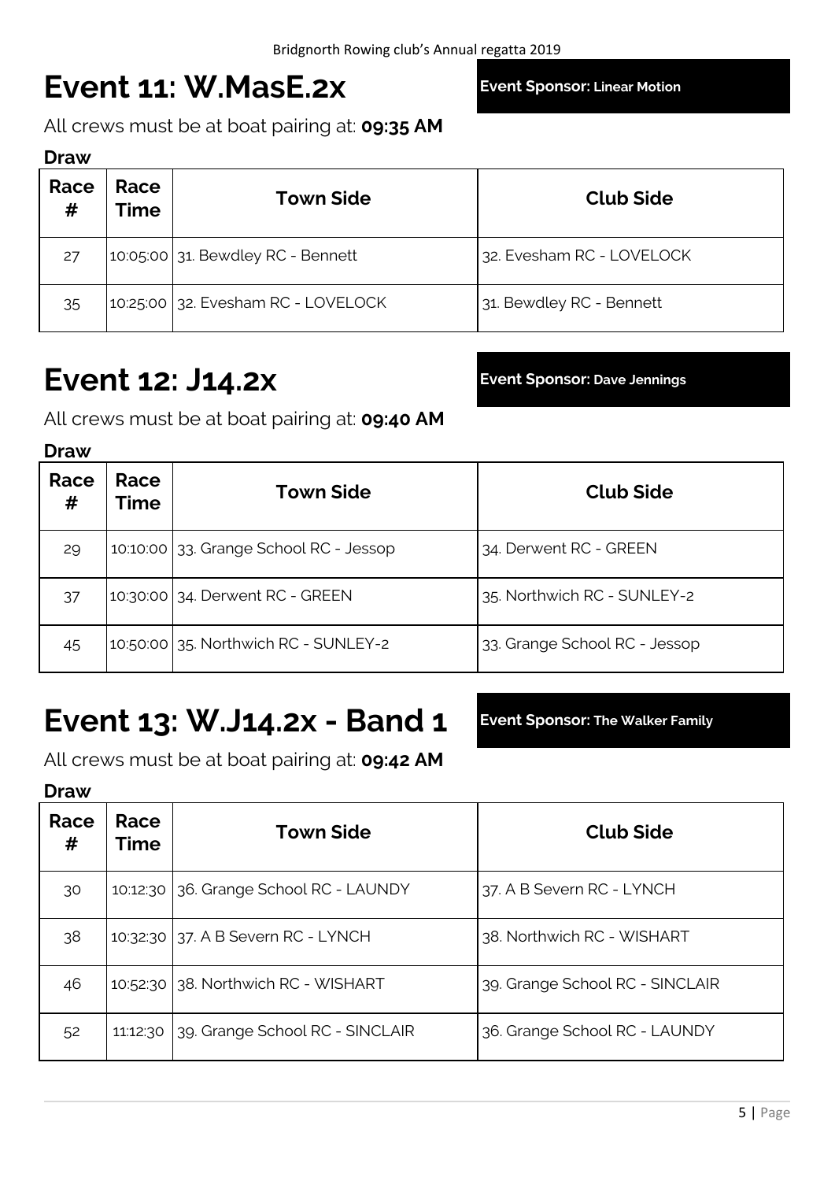# Event 11: W.MasE.2x

**Event Sponsor: Linear Motion**

All crews must be at boat pairing at: **09:35 AM**

**Draw**

| Race # | Race Time | Town Side | Club Side |
|---|---|---|---|
| 27 | 10:05:00 | 31. Bewdley RC - Bennett | 32. Evesham RC - LOVELOCK |
| 35 | 10:25:00 | 32. Evesham RC - LOVELOCK | 31. Bewdley RC - Bennett |

# Event 12: J14.2x

**Event Sponsor: Dave Jennings**

All crews must be at boat pairing at: **09:40 AM**

**Draw**

| Race # | Race Time | Town Side | Club Side |
|---|---|---|---|
| 29 | 10:10:00 | 33. Grange School RC - Jessop | 34. Derwent RC - GREEN |
| 37 | 10:30:00 | 34. Derwent RC - GREEN | 35. Northwich RC - SUNLEY-2 |
| 45 | 10:50:00 | 35. Northwich RC - SUNLEY-2 | 33. Grange School RC - Jessop |

# Event 13: W.J14.2x - Band 1

**Event Sponsor: The Walker Family**

All crews must be at boat pairing at: **09:42 AM**

**Draw**

| Race # | Race Time | Town Side | Club Side |
|---|---|---|---|
| 30 | 10:12:30 | 36. Grange School RC - LAUNDY | 37. A B Severn RC - LYNCH |
| 38 | 10:32:30 | 37. A B Severn RC - LYNCH | 38. Northwich RC - WISHART |
| 46 | 10:52:30 | 38. Northwich RC - WISHART | 39. Grange School RC - SINCLAIR |
| 52 | 11:12:30 | 39. Grange School RC - SINCLAIR | 36. Grange School RC - LAUNDY |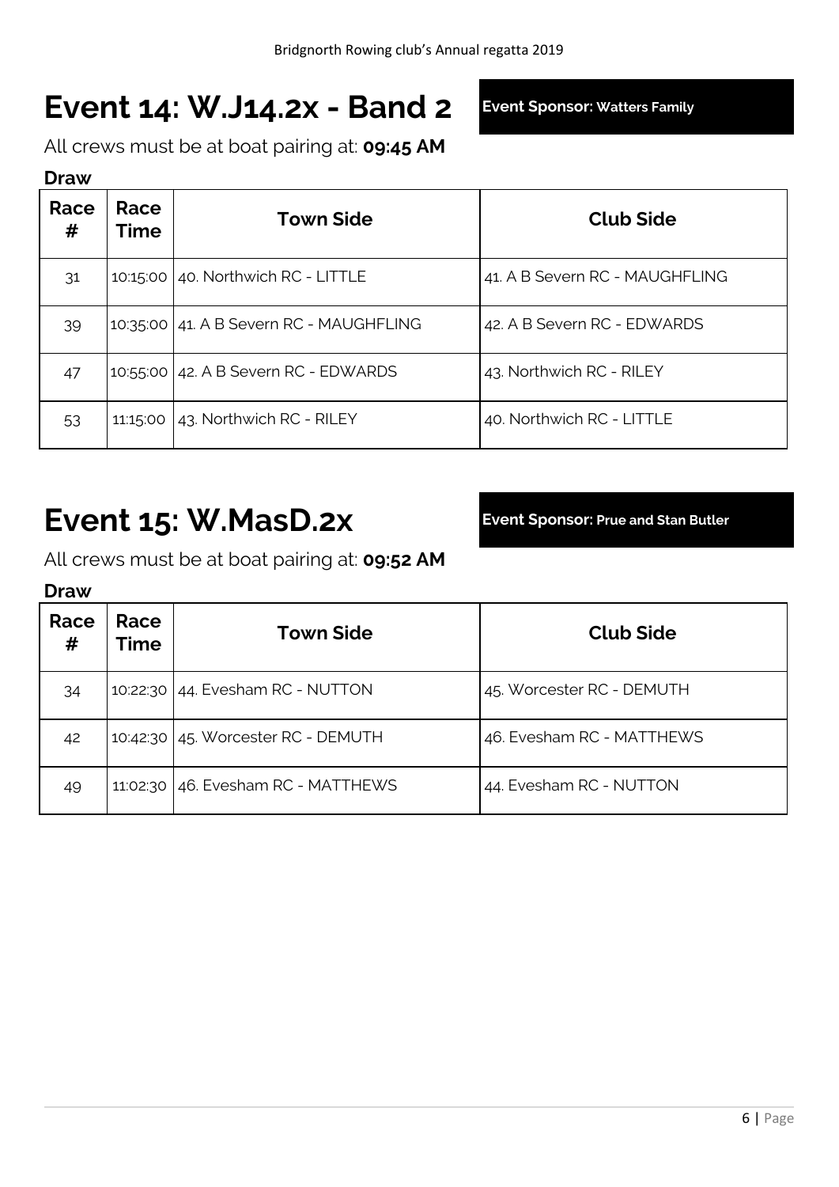# Event 14: W.J14.2x - Band 2

**Event Sponsor:** Watters Family

All crews must be at boat pairing at: **09:45 AM**

**Draw**

| Race # | Race Time | Town Side | Club Side |
|---|---|---|---|
| 31 | 10:15:00 | 40. Northwich RC - LITTLE | 41. A B Severn RC - MAUGHFLING |
| 39 | 10:35:00 | 41. A B Severn RC - MAUGHFLING | 42. A B Severn RC - EDWARDS |
| 47 | 10:55:00 | 42. A B Severn RC - EDWARDS | 43. Northwich RC - RILEY |
| 53 | 11:15:00 | 43. Northwich RC - RILEY | 40. Northwich RC - LITTLE |

# Event 15: W.MasD.2x

**Event Sponsor:** Prue and Stan Butler

All crews must be at boat pairing at: **09:52 AM**

**Draw**

| Race # | Race Time | Town Side | Club Side |
|---|---|---|---|
| 34 | 10:22:30 | 44. Evesham RC - NUTTON | 45. Worcester RC - DEMUTH |
| 42 | 10:42:30 | 45. Worcester RC - DEMUTH | 46. Evesham RC - MATTHEWS |
| 49 | 11:02:30 | 46. Evesham RC - MATTHEWS | 44. Evesham RC - NUTTON |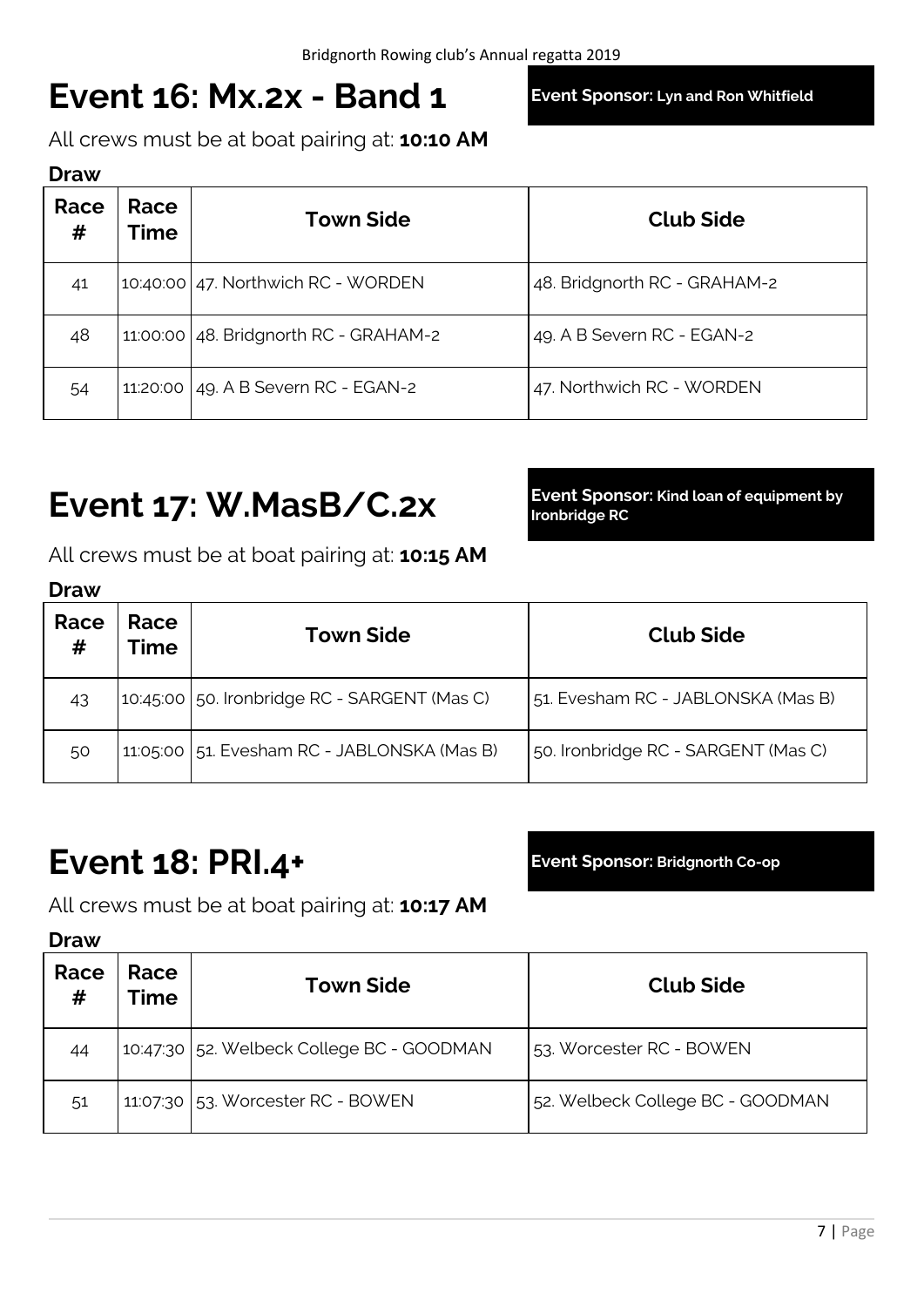# Event 16: Mx.2x - Band 1

**Event Sponsor:** Lyn and Ron Whitfield

All crews must be at boat pairing at: **10:10 AM**

**Draw**

| Race # | Race Time | Town Side | Club Side |
|---|---|---|---|
| 41 | 10:40:00 | 47. Northwich RC - WORDEN | 48. Bridgnorth RC - GRAHAM-2 |
| 48 | 11:00:00 | 48. Bridgnorth RC - GRAHAM-2 | 49. A B Severn RC - EGAN-2 |
| 54 | 11:20:00 | 49. A B Severn RC - EGAN-2 | 47. Northwich RC - WORDEN |

# Event 17: W.MasB/C.2x

**Event Sponsor:** Kind loan of equipment by Ironbridge RC

All crews must be at boat pairing at: **10:15 AM**

**Draw**

| Race # | Race Time | Town Side | Club Side |
|---|---|---|---|
| 43 | 10:45:00 | 50. Ironbridge RC - SARGENT (Mas C) | 51. Evesham RC - JABLONSKA (Mas B) |
| 50 | 11:05:00 | 51. Evesham RC - JABLONSKA (Mas B) | 50. Ironbridge RC - SARGENT (Mas C) |

# Event 18: PRI.4+

**Event Sponsor:** Bridgnorth Co-op

All crews must be at boat pairing at: **10:17 AM**

**Draw**

| Race # | Race Time | Town Side | Club Side |
|---|---|---|---|
| 44 | 10:47:30 | 52. Welbeck College BC - GOODMAN | 53. Worcester RC - BOWEN |
| 51 | 11:07:30 | 53. Worcester RC - BOWEN | 52. Welbeck College BC - GOODMAN |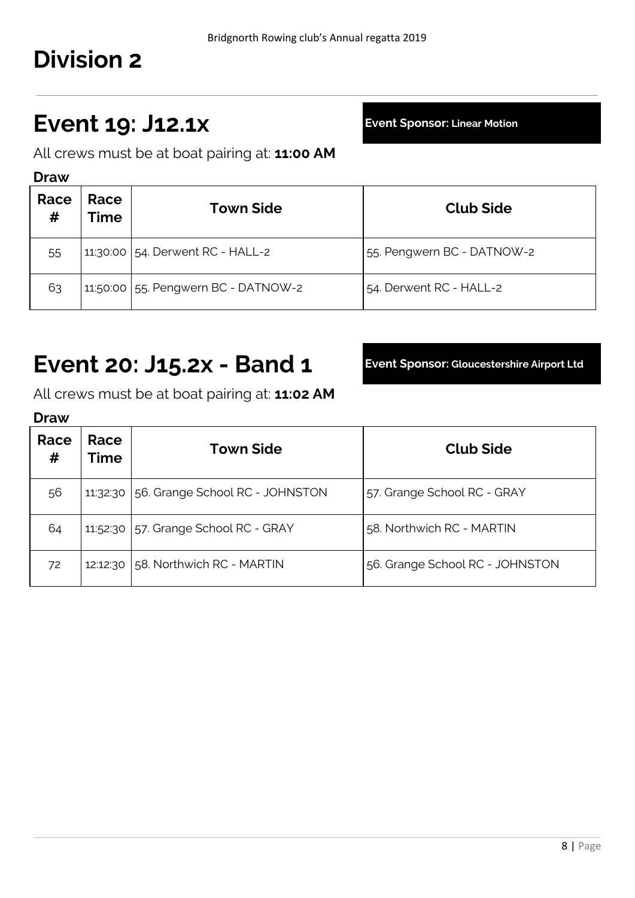# Division 2

## Event 19: J12.1x

**Event Sponsor: Linear Motion**

All crews must be at boat pairing at: **11:00 AM**

**Draw**

| Race # | Race Time | Town Side | Club Side |
|---|---|---|---|
| 55 | 11:30:00 | 54. Derwent RC - HALL-2 | 55. Pengwern BC - DATNOW-2 |
| 63 | 11:50:00 | 55. Pengwern BC - DATNOW-2 | 54. Derwent RC - HALL-2 |

## Event 20: J15.2x - Band 1

**Event Sponsor: Gloucestershire Airport Ltd**

All crews must be at boat pairing at: **11:02 AM**

**Draw**

| Race # | Race Time | Town Side | Club Side |
|---|---|---|---|
| 56 | 11:32:30 | 56. Grange School RC - JOHNSTON | 57. Grange School RC - GRAY |
| 64 | 11:52:30 | 57. Grange School RC - GRAY | 58. Northwich RC - MARTIN |
| 72 | 12:12:30 | 58. Northwich RC - MARTIN | 56. Grange School RC - JOHNSTON |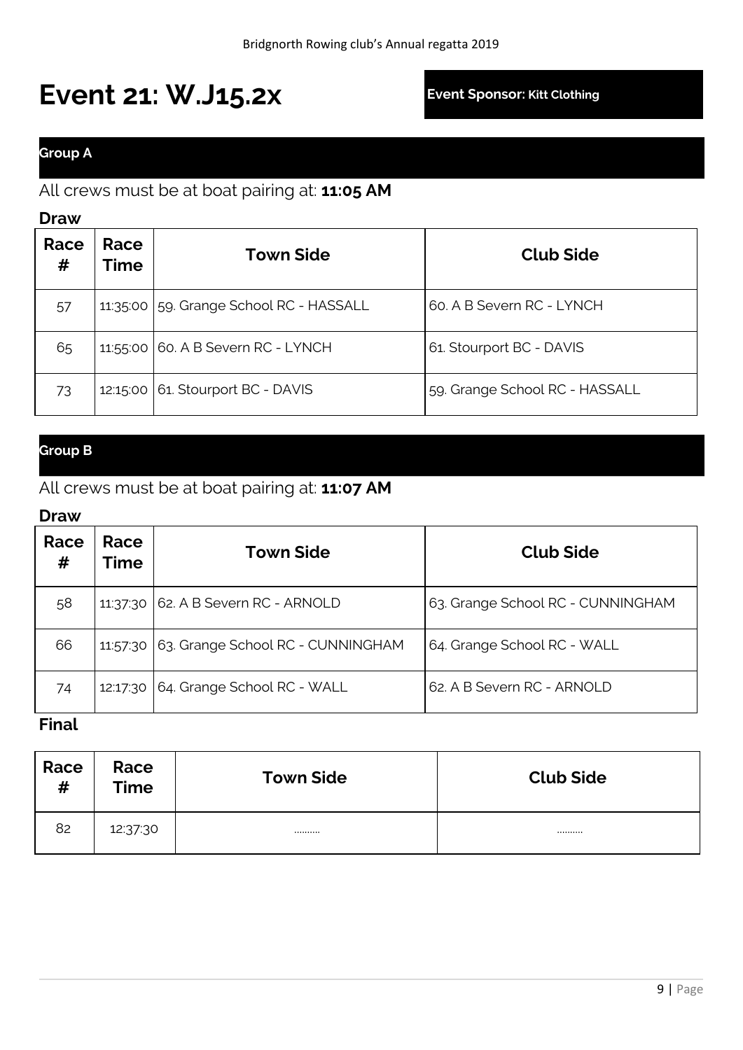# Event 21: W.J15.2x

**Event Sponsor: Kitt Clothing**

## Group A

All crews must be at boat pairing at: **11:05 AM**

### Draw

| Race # | Race Time | Town Side | Club Side |
|---|---|---|---|
| 57 | 11:35:00 | 59. Grange School RC - HASSALL | 60. A B Severn RC - LYNCH |
| 65 | 11:55:00 | 60. A B Severn RC - LYNCH | 61. Stourport BC - DAVIS |
| 73 | 12:15:00 | 61. Stourport BC - DAVIS | 59. Grange School RC - HASSALL |

## Group B

All crews must be at boat pairing at: **11:07 AM**

### Draw

| Race # | Race Time | Town Side | Club Side |
|---|---|---|---|
| 58 | 11:37:30 | 62. A B Severn RC - ARNOLD | 63. Grange School RC - CUNNINGHAM |
| 66 | 11:57:30 | 63. Grange School RC - CUNNINGHAM | 64. Grange School RC - WALL |
| 74 | 12:17:30 | 64. Grange School RC - WALL | 62. A B Severn RC - ARNOLD |

### Final

| Race # | Race Time | Town Side | Club Side |
|---|---|---|---|
| 82 | 12:37:30 | .......... | .......... |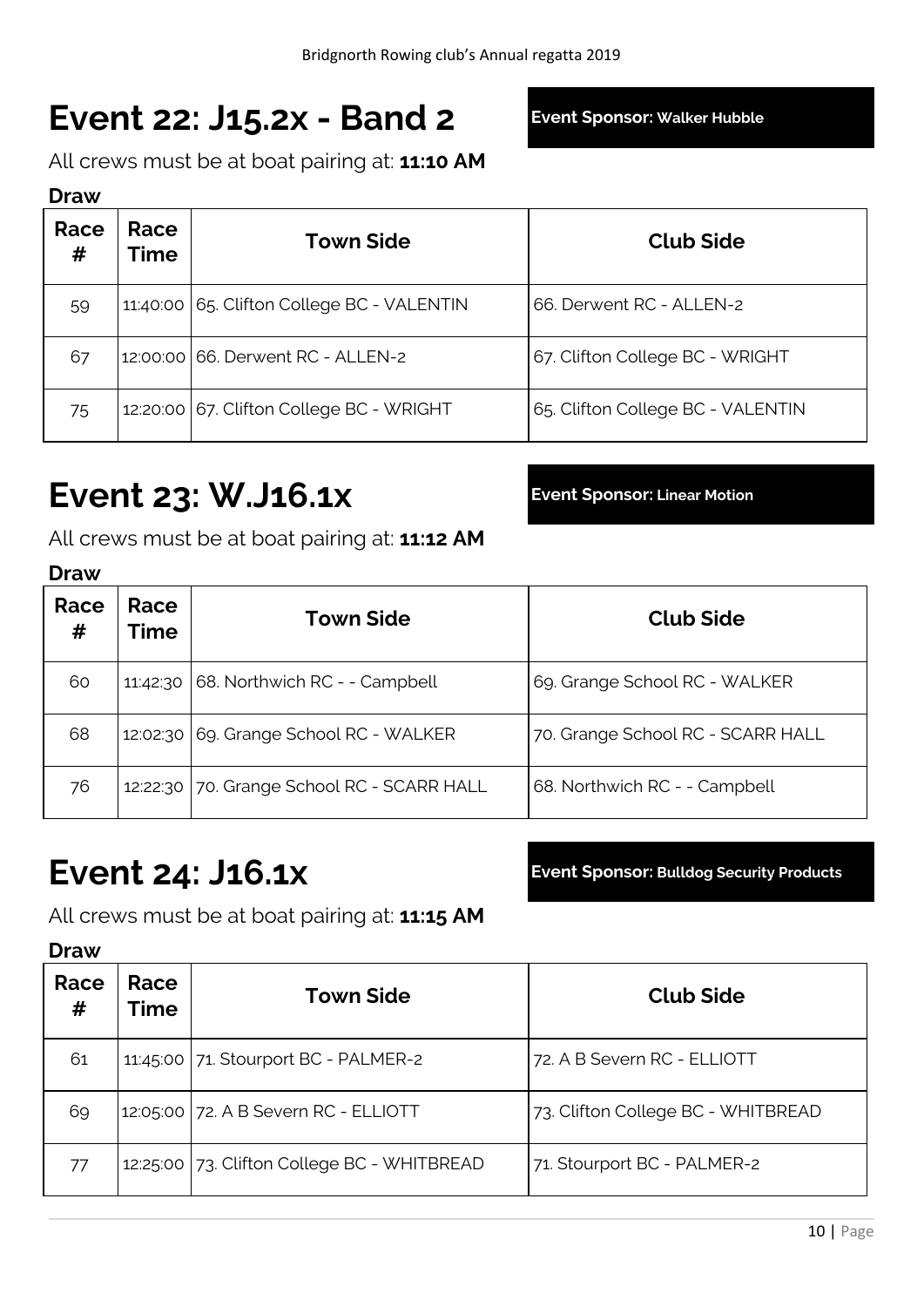# Event 22: J15.2x - Band 2

**Event Sponsor: Walker Hubble**

All crews must be at boat pairing at: **11:10 AM**

**Draw**

| Race # | Race Time | Town Side | Club Side |
|---|---|---|---|
| 59 | 11:40:00 | 65. Clifton College BC - VALENTIN | 66. Derwent RC - ALLEN-2 |
| 67 | 12:00:00 | 66. Derwent RC - ALLEN-2 | 67. Clifton College BC - WRIGHT |
| 75 | 12:20:00 | 67. Clifton College BC - WRIGHT | 65. Clifton College BC - VALENTIN |

# Event 23: W.J16.1x

**Event Sponsor: Linear Motion**

All crews must be at boat pairing at: **11:12 AM**

**Draw**

| Race # | Race Time | Town Side | Club Side |
|---|---|---|---|
| 60 | 11:42:30 | 68. Northwich RC - - Campbell | 69. Grange School RC - WALKER |
| 68 | 12:02:30 | 69. Grange School RC - WALKER | 70. Grange School RC - SCARR HALL |
| 76 | 12:22:30 | 70. Grange School RC - SCARR HALL | 68. Northwich RC - - Campbell |

# Event 24: J16.1x

**Event Sponsor: Bulldog Security Products**

All crews must be at boat pairing at: **11:15 AM**

**Draw**

| Race # | Race Time | Town Side | Club Side |
|---|---|---|---|
| 61 | 11:45:00 | 71. Stourport BC - PALMER-2 | 72. A B Severn RC - ELLIOTT |
| 69 | 12:05:00 | 72. A B Severn RC - ELLIOTT | 73. Clifton College BC - WHITBREAD |
| 77 | 12:25:00 | 73. Clifton College BC - WHITBREAD | 71. Stourport BC - PALMER-2 |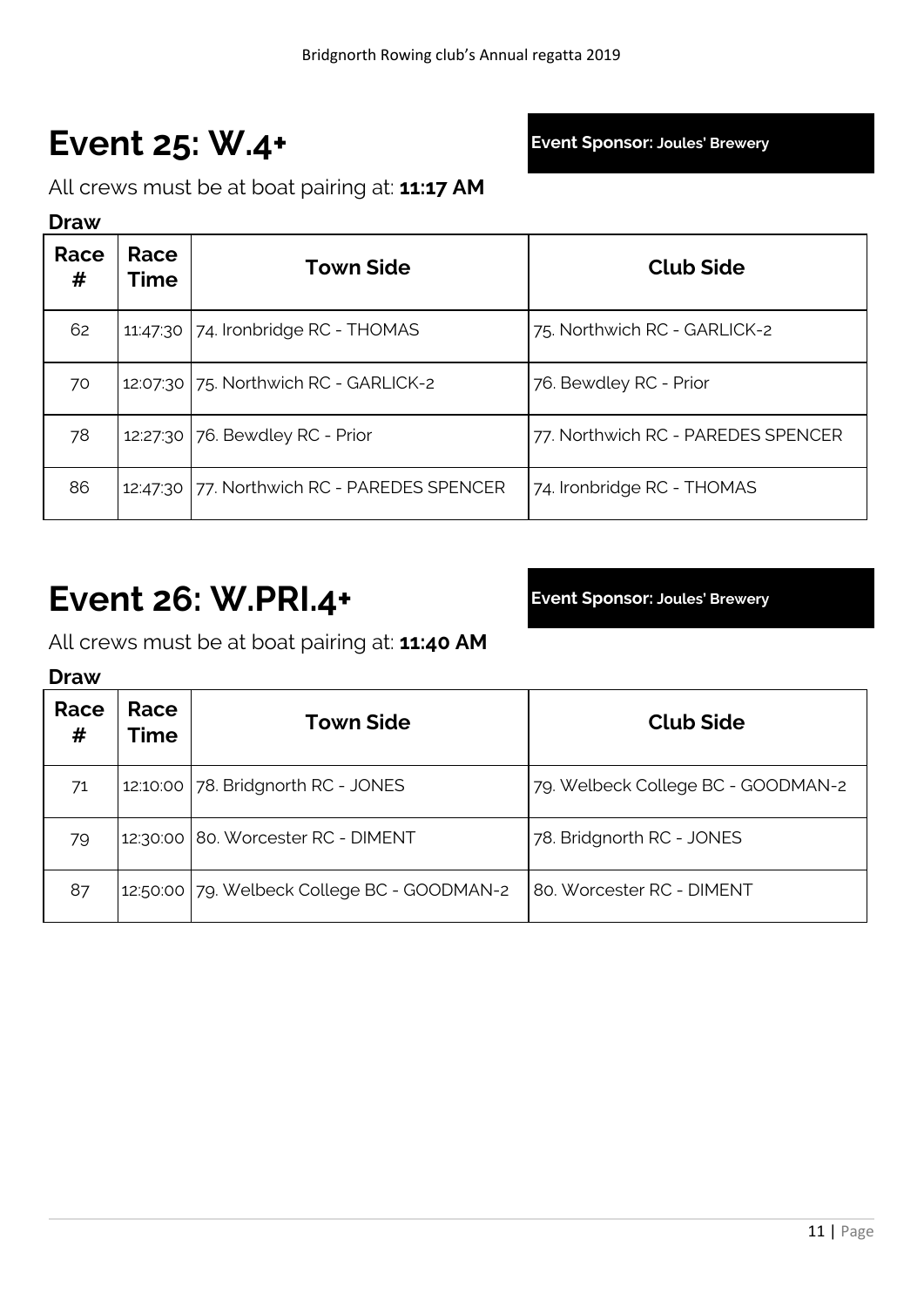# Event 25: W.4+

**Event Sponsor: Joules' Brewery**

All crews must be at boat pairing at: **11:17 AM**

**Draw**

| Race # | Race Time | Town Side | Club Side |
|---|---|---|---|
| 62 | 11:47:30 | 74. Ironbridge RC - THOMAS | 75. Northwich RC - GARLICK-2 |
| 70 | 12:07:30 | 75. Northwich RC - GARLICK-2 | 76. Bewdley RC - Prior |
| 78 | 12:27:30 | 76. Bewdley RC - Prior | 77. Northwich RC - PAREDES SPENCER |
| 86 | 12:47:30 | 77. Northwich RC - PAREDES SPENCER | 74. Ironbridge RC - THOMAS |

# Event 26: W.PRI.4+

**Event Sponsor: Joules' Brewery**

All crews must be at boat pairing at: **11:40 AM**

**Draw**

| Race # | Race Time | Town Side | Club Side |
|---|---|---|---|
| 71 | 12:10:00 | 78. Bridgnorth RC - JONES | 79. Welbeck College BC - GOODMAN-2 |
| 79 | 12:30:00 | 80. Worcester RC - DIMENT | 78. Bridgnorth RC - JONES |
| 87 | 12:50:00 | 79. Welbeck College BC - GOODMAN-2 | 80. Worcester RC - DIMENT |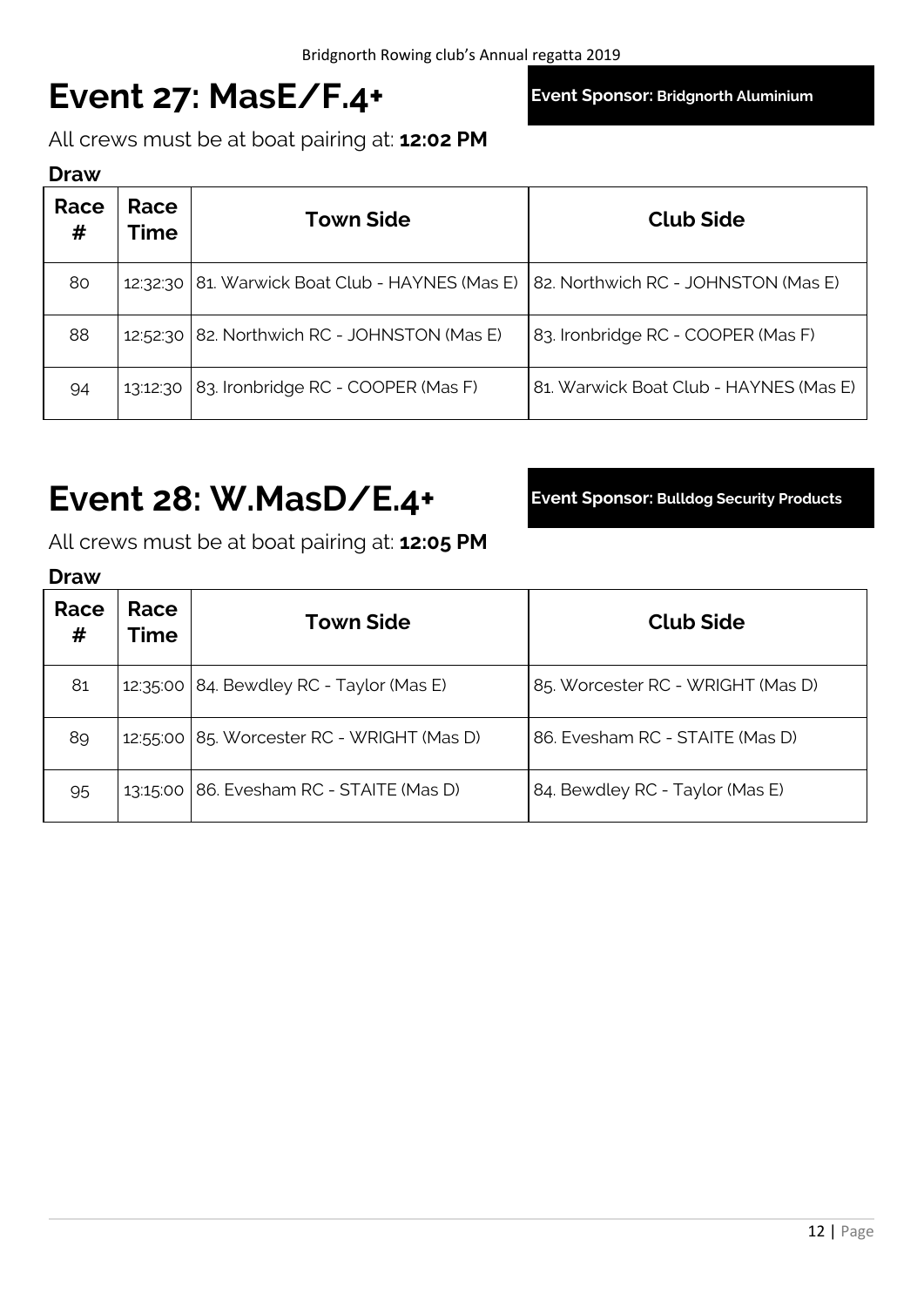# Event 27: MasE/F.4+

**Event Sponsor: Bridgnorth Aluminium**

All crews must be at boat pairing at: **12:02 PM**

**Draw**

| Race # | Race Time | Town Side | Club Side |
|---|---|---|---|
| 80 | 12:32:30 | 81. Warwick Boat Club - HAYNES (Mas E) | 82. Northwich RC - JOHNSTON (Mas E) |
| 88 | 12:52:30 | 82. Northwich RC - JOHNSTON (Mas E) | 83. Ironbridge RC - COOPER (Mas F) |
| 94 | 13:12:30 | 83. Ironbridge RC - COOPER (Mas F) | 81. Warwick Boat Club - HAYNES (Mas E) |

# Event 28: W.MasD/E.4+

**Event Sponsor: Bulldog Security Products**

All crews must be at boat pairing at: **12:05 PM**

**Draw**

| Race # | Race Time | Town Side | Club Side |
|---|---|---|---|
| 81 | 12:35:00 | 84. Bewdley RC - Taylor (Mas E) | 85. Worcester RC - WRIGHT (Mas D) |
| 89 | 12:55:00 | 85. Worcester RC - WRIGHT (Mas D) | 86. Evesham RC - STAITE (Mas D) |
| 95 | 13:15:00 | 86. Evesham RC - STAITE (Mas D) | 84. Bewdley RC - Taylor (Mas E) |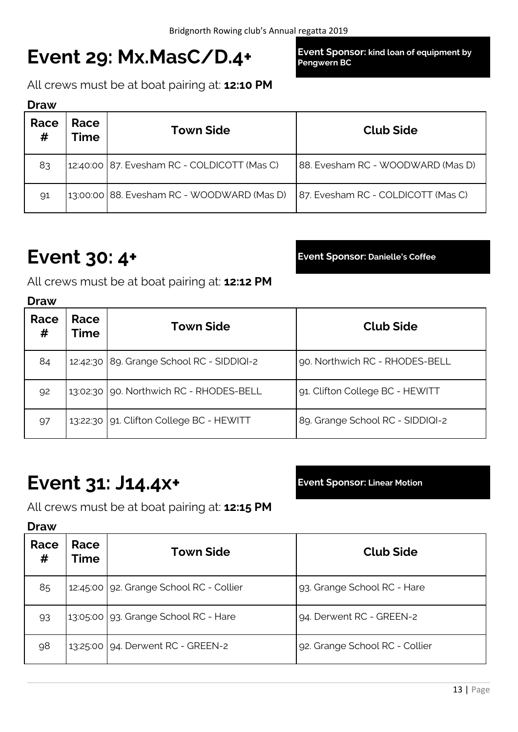# Event 29: Mx.MasC/D.4+

**Event Sponsor: kind loan of equipment by Pengwern BC**

All crews must be at boat pairing at: **12:10 PM**

**Draw**

| Race # | Race Time | Town Side | Club Side |
|---|---|---|---|
| 83 | 12:40:00 | 87. Evesham RC - COLDICOTT (Mas C) | 88. Evesham RC - WOODWARD (Mas D) |
| 91 | 13:00:00 | 88. Evesham RC - WOODWARD (Mas D) | 87. Evesham RC - COLDICOTT (Mas C) |

# Event 30: 4+

**Event Sponsor: Danielle's Coffee**

All crews must be at boat pairing at: **12:12 PM**

**Draw**

| Race # | Race Time | Town Side | Club Side |
|---|---|---|---|
| 84 | 12:42:30 | 89. Grange School RC - SIDDIQI-2 | 90. Northwich RC - RHODES-BELL |
| 92 | 13:02:30 | 90. Northwich RC - RHODES-BELL | 91. Clifton College BC - HEWITT |
| 97 | 13:22:30 | 91. Clifton College BC - HEWITT | 89. Grange School RC - SIDDIQI-2 |

# Event 31: J14.4x+

**Event Sponsor: Linear Motion**

All crews must be at boat pairing at: **12:15 PM**

**Draw**

| Race # | Race Time | Town Side | Club Side |
|---|---|---|---|
| 85 | 12:45:00 | 92. Grange School RC - Collier | 93. Grange School RC - Hare |
| 93 | 13:05:00 | 93. Grange School RC - Hare | 94. Derwent RC - GREEN-2 |
| 98 | 13:25:00 | 94. Derwent RC - GREEN-2 | 92. Grange School RC - Collier |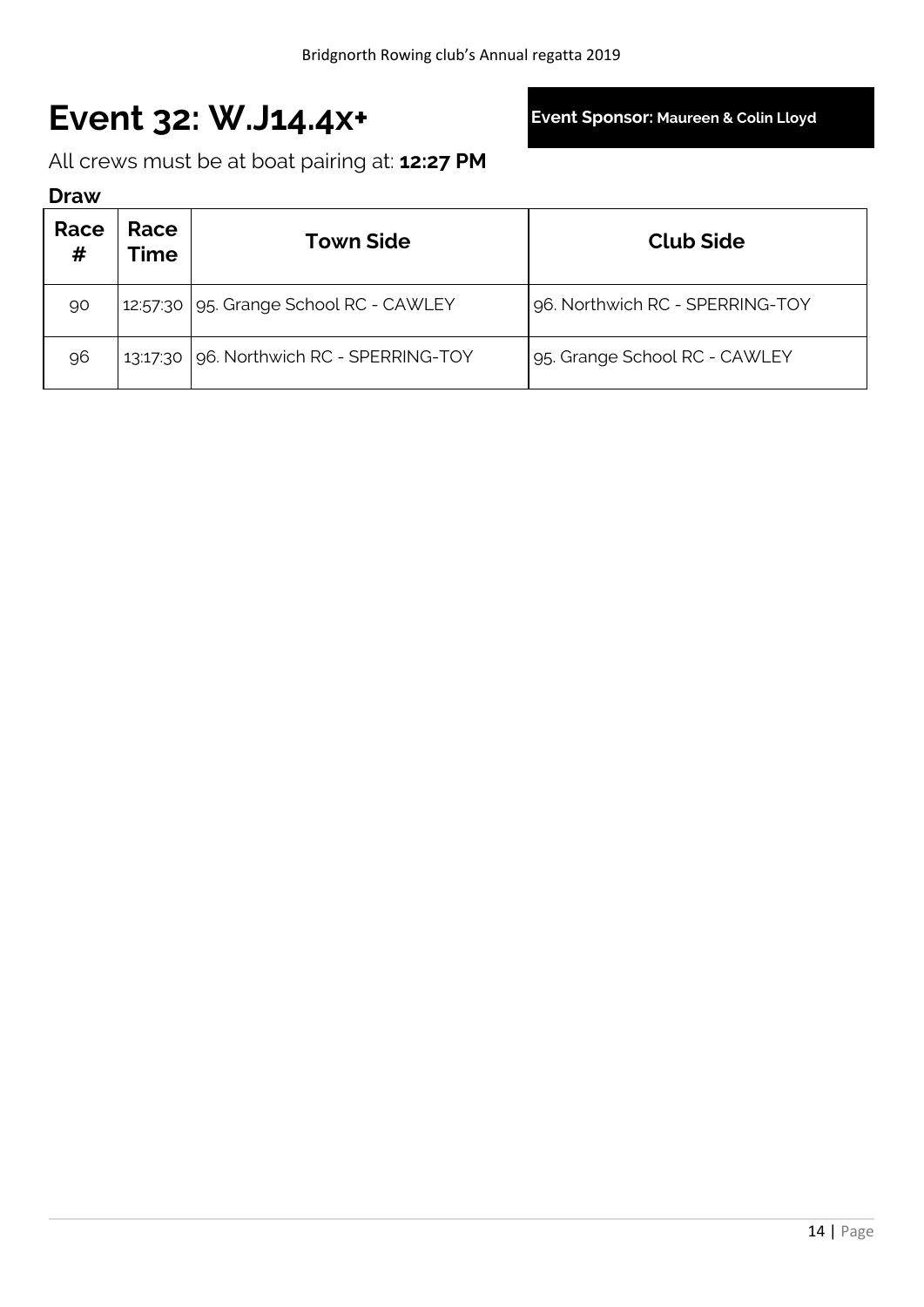# Event 32: W.J14.4x+

**Event Sponsor:** Maureen & Colin Lloyd

All crews must be at boat pairing at: **12:27 PM**

### Draw

| Race # | Race Time | Town Side | Club Side |
|---|---|---|---|
| 90 | 12:57:30 | 95. Grange School RC - CAWLEY | 96. Northwich RC - SPERRING-TOY |
| 96 | 13:17:30 | 96. Northwich RC - SPERRING-TOY | 95. Grange School RC - CAWLEY |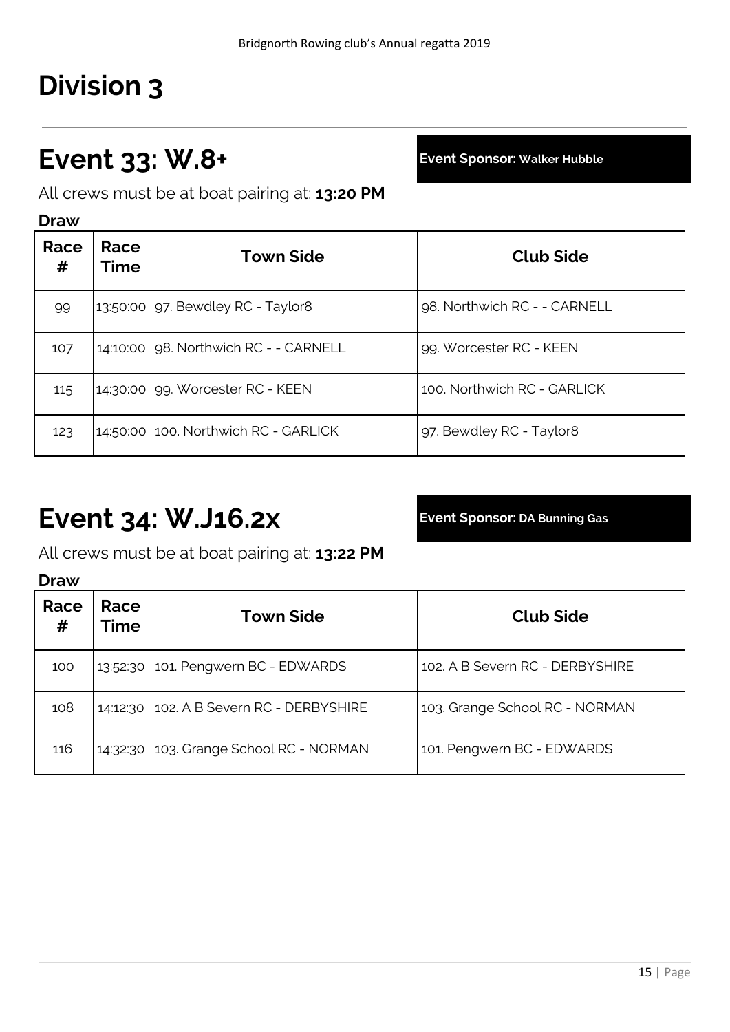# Division 3

## Event 33: W.8+

**Event Sponsor:** Walker Hubble

All crews must be at boat pairing at: **13:20 PM**

**Draw**

| Race # | Race Time | Town Side | Club Side |
|---|---|---|---|
| 99 | 13:50:00 | 97. Bewdley RC - Taylor8 | 98. Northwich RC - - CARNELL |
| 107 | 14:10:00 | 98. Northwich RC - - CARNELL | 99. Worcester RC - KEEN |
| 115 | 14:30:00 | 99. Worcester RC - KEEN | 100. Northwich RC - GARLICK |
| 123 | 14:50:00 | 100. Northwich RC - GARLICK | 97. Bewdley RC - Taylor8 |

## Event 34: W.J16.2x

**Event Sponsor:** DA Bunning Gas

All crews must be at boat pairing at: **13:22 PM**

**Draw**

| Race # | Race Time | Town Side | Club Side |
|---|---|---|---|
| 100 | 13:52:30 | 101. Pengwern BC - EDWARDS | 102. A B Severn RC - DERBYSHIRE |
| 108 | 14:12:30 | 102. A B Severn RC - DERBYSHIRE | 103. Grange School RC - NORMAN |
| 116 | 14:32:30 | 103. Grange School RC - NORMAN | 101. Pengwern BC - EDWARDS |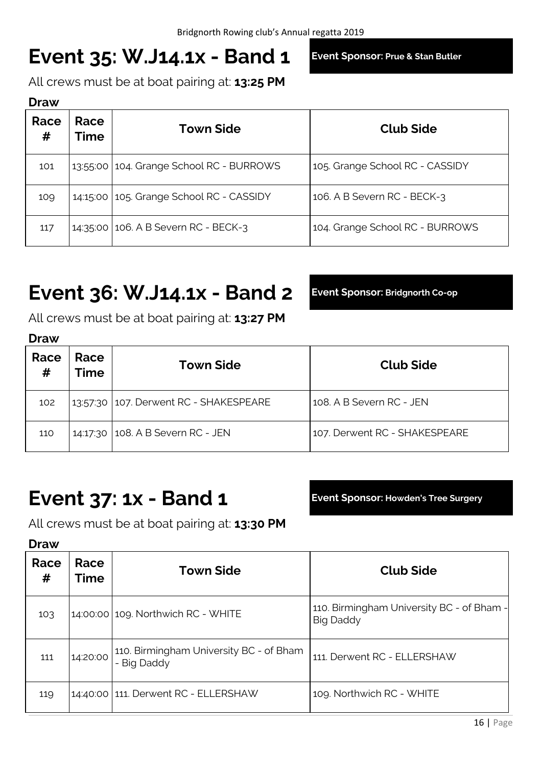# Event 35: W.J14.1x - Band 1

**Event Sponsor: Prue & Stan Butler**

All crews must be at boat pairing at: **13:25 PM**

**Draw**

| Race # | Race Time | Town Side | Club Side |
|---|---|---|---|
| 101 | 13:55:00 | 104. Grange School RC - BURROWS | 105. Grange School RC - CASSIDY |
| 109 | 14:15:00 | 105. Grange School RC - CASSIDY | 106. A B Severn RC - BECK-3 |
| 117 | 14:35:00 | 106. A B Severn RC - BECK-3 | 104. Grange School RC - BURROWS |

# Event 36: W.J14.1x - Band 2

**Event Sponsor: Bridgnorth Co-op**

All crews must be at boat pairing at: **13:27 PM**

**Draw**

| Race # | Race Time | Town Side | Club Side |
|---|---|---|---|
| 102 | 13:57:30 | 107. Derwent RC - SHAKESPEARE | 108. A B Severn RC - JEN |
| 110 | 14:17:30 | 108. A B Severn RC - JEN | 107. Derwent RC - SHAKESPEARE |

# Event 37: 1x - Band 1

**Event Sponsor: Howden's Tree Surgery**

All crews must be at boat pairing at: **13:30 PM**

**Draw**

| Race # | Race Time | Town Side | Club Side |
|---|---|---|---|
| 103 | 14:00:00 | 109. Northwich RC - WHITE | 110. Birmingham University BC - of Bham - Big Daddy |
| 111 | 14:20:00 | 110. Birmingham University BC - of Bham - Big Daddy | 111. Derwent RC - ELLERSHAW |
| 119 | 14:40:00 | 111. Derwent RC - ELLERSHAW | 109. Northwich RC - WHITE |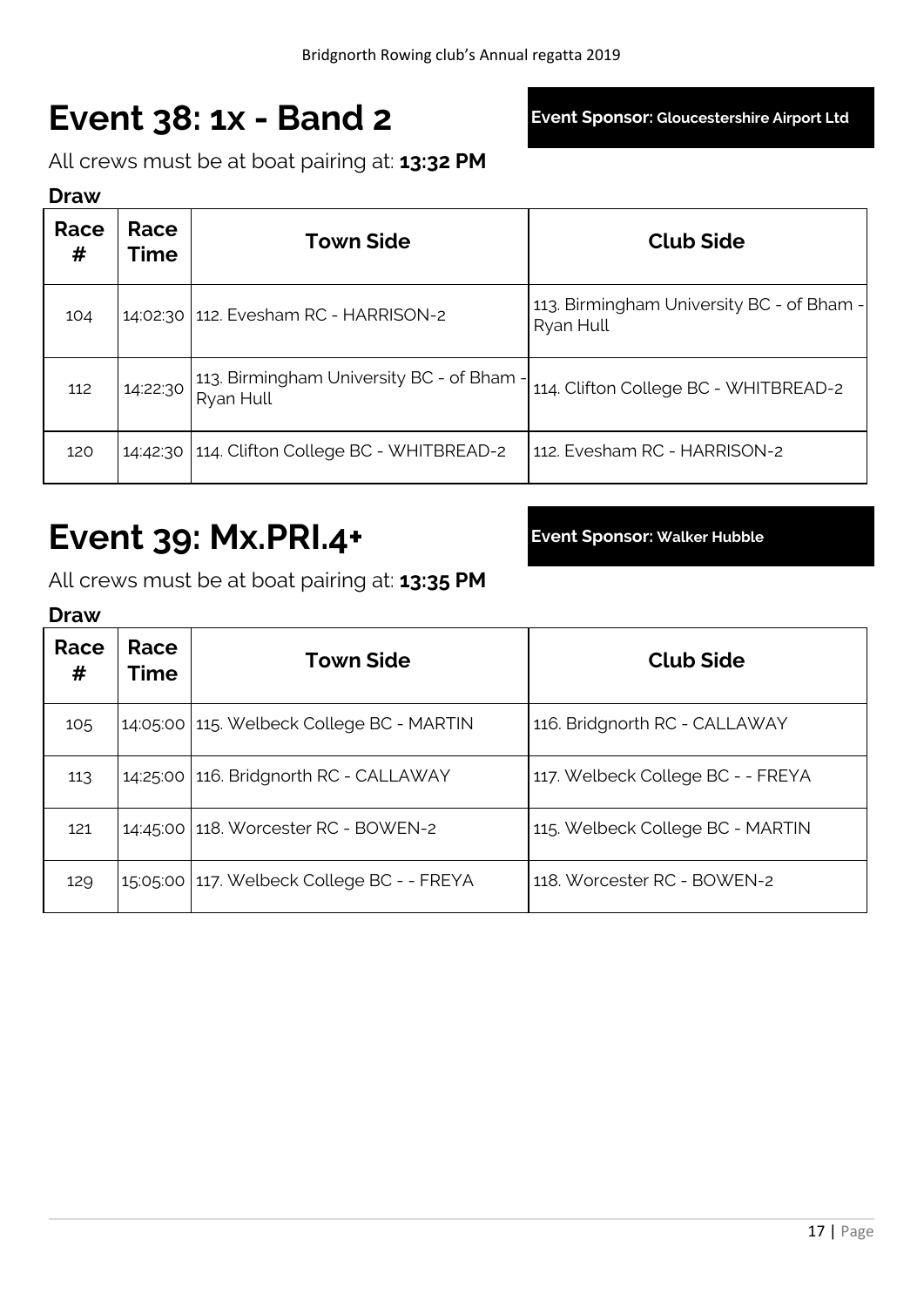# Event 38: 1x - Band 2

**Event Sponsor:** **Gloucestershire Airport Ltd**

All crews must be at boat pairing at: **13:32 PM**

**Draw**

| Race # | Race Time | Town Side | Club Side |
|---|---|---|---|
| 104 | 14:02:30 | 112. Evesham RC - HARRISON-2 | 113. Birmingham University BC - of Bham - Ryan Hull |
| 112 | 14:22:30 | 113. Birmingham University BC - of Bham - Ryan Hull | 114. Clifton College BC - WHITBREAD-2 |
| 120 | 14:42:30 | 114. Clifton College BC - WHITBREAD-2 | 112. Evesham RC - HARRISON-2 |

# Event 39: Mx.PRI.4+

**Event Sponsor:** **Walker Hubble**

All crews must be at boat pairing at: **13:35 PM**

**Draw**

| Race # | Race Time | Town Side | Club Side |
|---|---|---|---|
| 105 | 14:05:00 | 115. Welbeck College BC - MARTIN | 116. Bridgnorth RC - CALLAWAY |
| 113 | 14:25:00 | 116. Bridgnorth RC - CALLAWAY | 117. Welbeck College BC - - FREYA |
| 121 | 14:45:00 | 118. Worcester RC - BOWEN-2 | 115. Welbeck College BC - MARTIN |
| 129 | 15:05:00 | 117. Welbeck College BC - - FREYA | 118. Worcester RC - BOWEN-2 |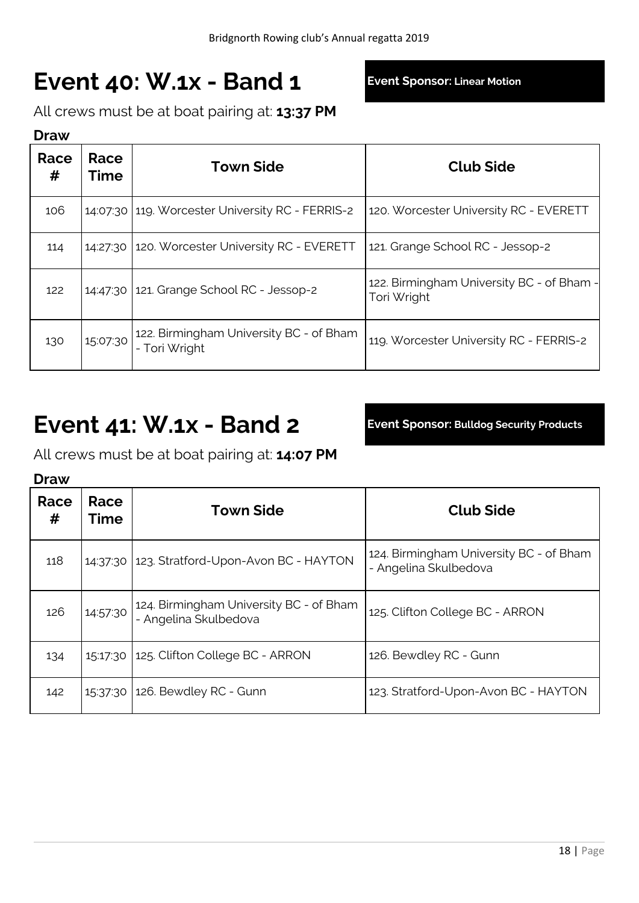# Event 40: W.1x - Band 1

**Event Sponsor:** Linear Motion

All crews must be at boat pairing at: **13:37 PM**

**Draw**

| Race # | Race Time | Town Side | Club Side |
| --- | --- | --- | --- |
| 106 | 14:07:30 | 119. Worcester University RC - FERRIS-2 | 120. Worcester University RC - EVERETT |
| 114 | 14:27:30 | 120. Worcester University RC - EVERETT | 121. Grange School RC - Jessop-2 |
| 122 | 14:47:30 | 121. Grange School RC - Jessop-2 | 122. Birmingham University BC - of Bham - Tori Wright |
| 130 | 15:07:30 | 122. Birmingham University BC - of Bham - Tori Wright | 119. Worcester University RC - FERRIS-2 |

# Event 41: W.1x - Band 2

**Event Sponsor:** Bulldog Security Products

All crews must be at boat pairing at: **14:07 PM**

**Draw**

| Race # | Race Time | Town Side | Club Side |
| --- | --- | --- | --- |
| 118 | 14:37:30 | 123. Stratford-Upon-Avon BC - HAYTON | 124. Birmingham University BC - of Bham - Angelina Skulbedova |
| 126 | 14:57:30 | 124. Birmingham University BC - of Bham - Angelina Skulbedova | 125. Clifton College BC - ARRON |
| 134 | 15:17:30 | 125. Clifton College BC - ARRON | 126. Bewdley RC - Gunn |
| 142 | 15:37:30 | 126. Bewdley RC - Gunn | 123. Stratford-Upon-Avon BC - HAYTON |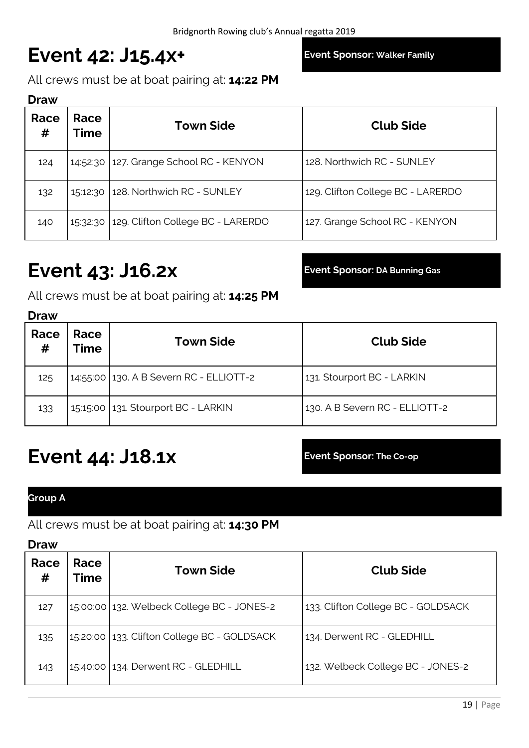# Event 42: J15.4x+

**Event Sponsor: Walker Family**

All crews must be at boat pairing at: **14:22 PM**

**Draw**

| Race # | Race Time | Town Side | Club Side |
|---|---|---|---|
| 124 | 14:52:30 | 127. Grange School RC - KENYON | 128. Northwich RC - SUNLEY |
| 132 | 15:12:30 | 128. Northwich RC - SUNLEY | 129. Clifton College BC - LARERDO |
| 140 | 15:32:30 | 129. Clifton College BC - LARERDO | 127. Grange School RC - KENYON |

# Event 43: J16.2x

**Event Sponsor: DA Bunning Gas**

All crews must be at boat pairing at: **14:25 PM**

**Draw**

| Race # | Race Time | Town Side | Club Side |
|---|---|---|---|
| 125 | 14:55:00 | 130. A B Severn RC - ELLIOTT-2 | 131. Stourport BC - LARKIN |
| 133 | 15:15:00 | 131. Stourport BC - LARKIN | 130. A B Severn RC - ELLIOTT-2 |

# Event 44: J18.1x

**Event Sponsor: The Co-op**

**Group A**

All crews must be at boat pairing at: **14:30 PM**

**Draw**

| Race # | Race Time | Town Side | Club Side |
|---|---|---|---|
| 127 | 15:00:00 | 132. Welbeck College BC - JONES-2 | 133. Clifton College BC - GOLDSACK |
| 135 | 15:20:00 | 133. Clifton College BC - GOLDSACK | 134. Derwent RC - GLEDHILL |
| 143 | 15:40:00 | 134. Derwent RC - GLEDHILL | 132. Welbeck College BC - JONES-2 |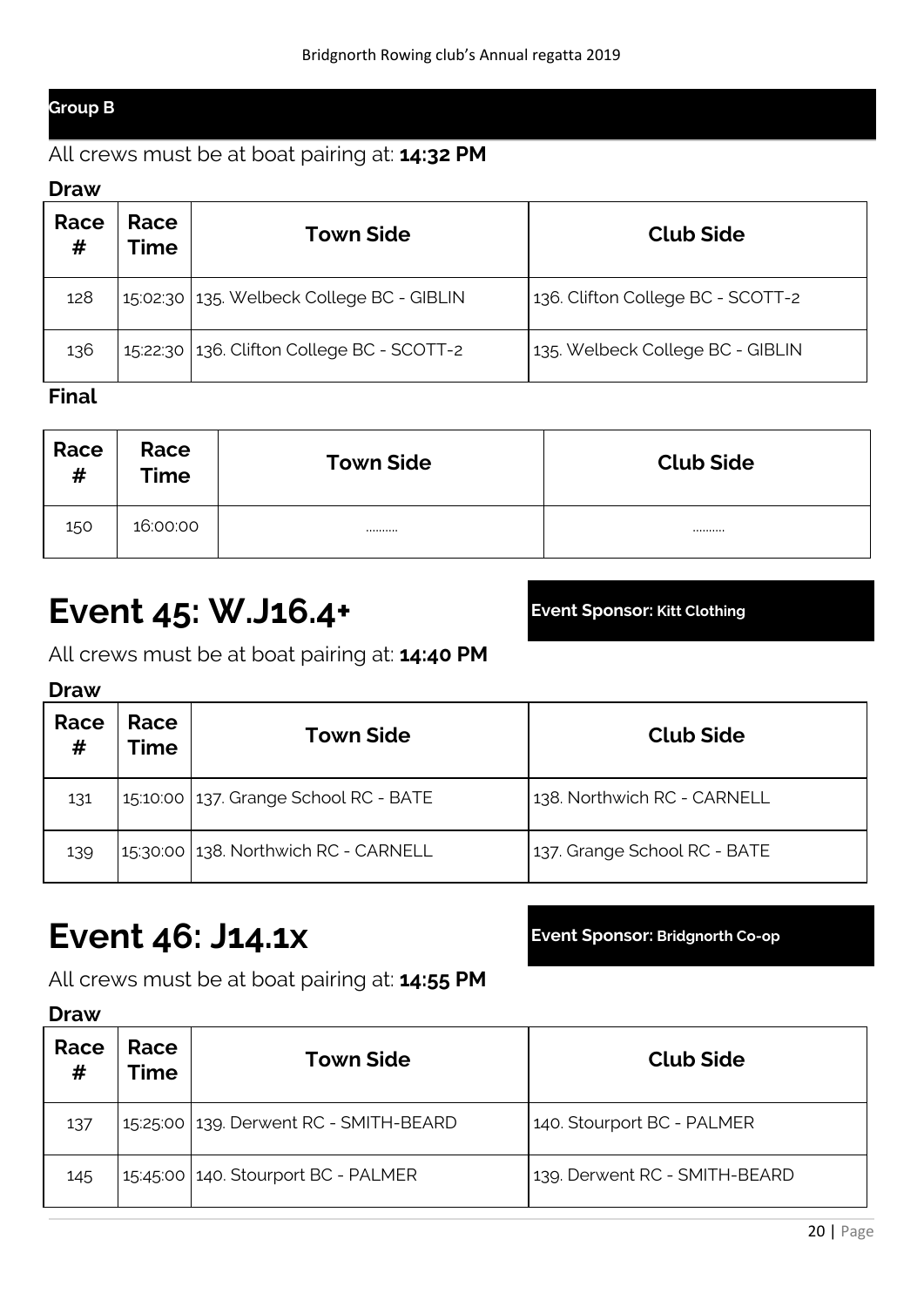## Group B

All crews must be at boat pairing at: **14:32 PM**

**Draw**

| Race # | Race Time | Town Side | Club Side |
|---|---|---|---|
| 128 | 15:02:30 | 135. Welbeck College BC - GIBLIN | 136. Clifton College BC - SCOTT-2 |
| 136 | 15:22:30 | 136. Clifton College BC - SCOTT-2 | 135. Welbeck College BC - GIBLIN |

**Final**

| Race # | Race Time | Town Side | Club Side |
|---|---|---|---|
| 150 | 16:00:00 | .......... | .......... |

# Event 45: W.J16.4+

**Event Sponsor: Kitt Clothing**

All crews must be at boat pairing at: **14:40 PM**

**Draw**

| Race # | Race Time | Town Side | Club Side |
|---|---|---|---|
| 131 | 15:10:00 | 137. Grange School RC - BATE | 138. Northwich RC - CARNELL |
| 139 | 15:30:00 | 138. Northwich RC - CARNELL | 137. Grange School RC - BATE |

# Event 46: J14.1x

**Event Sponsor: Bridgnorth Co-op**

All crews must be at boat pairing at: **14:55 PM**

**Draw**

| Race # | Race Time | Town Side | Club Side |
|---|---|---|---|
| 137 | 15:25:00 | 139. Derwent RC - SMITH-BEARD | 140. Stourport BC - PALMER |
| 145 | 15:45:00 | 140. Stourport BC - PALMER | 139. Derwent RC - SMITH-BEARD |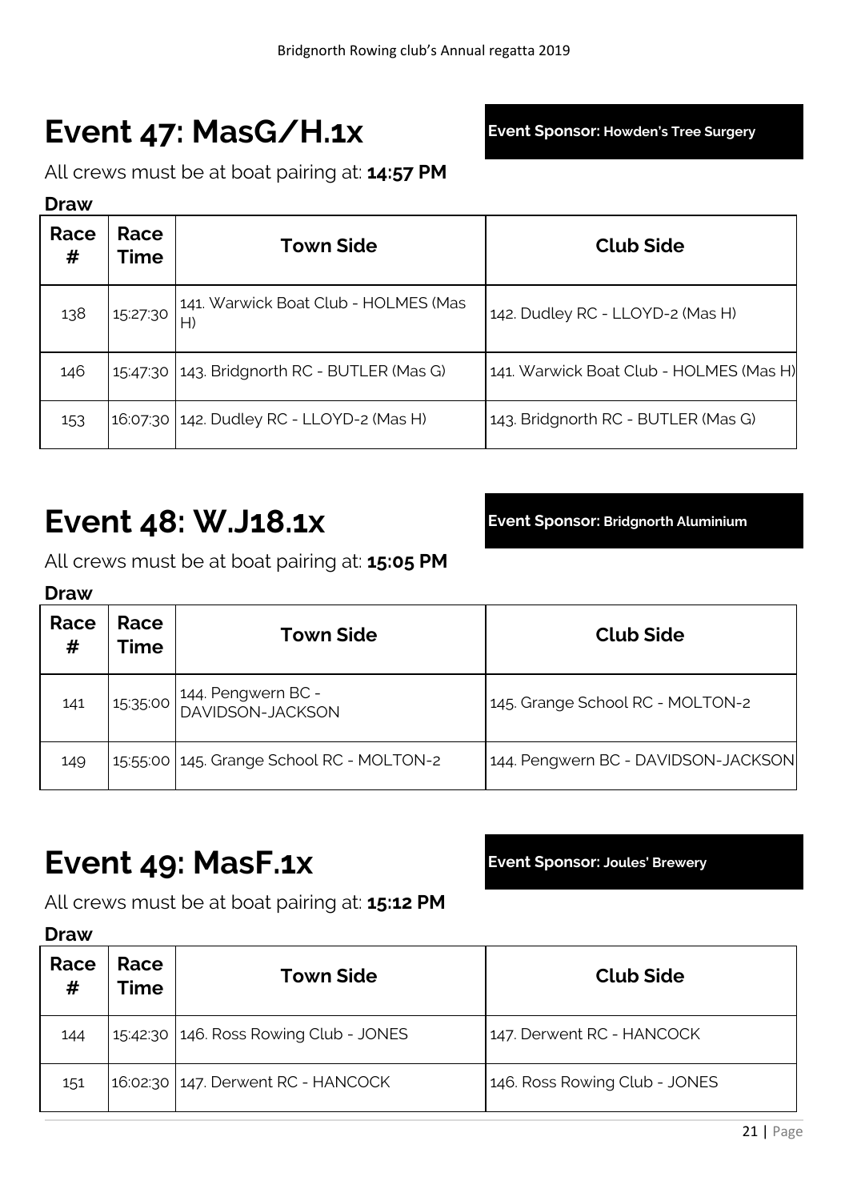# Event 47: MasG/H.1x

**Event Sponsor: Howden's Tree Surgery**

All crews must be at boat pairing at: **14:57 PM**

**Draw**

| Race # | Race Time | Town Side | Club Side |
|---|---|---|---|
| 138 | 15:27:30 | 141. Warwick Boat Club - HOLMES (Mas H) | 142. Dudley RC - LLOYD-2 (Mas H) |
| 146 | 15:47:30 | 143. Bridgnorth RC - BUTLER (Mas G) | 141. Warwick Boat Club - HOLMES (Mas H) |
| 153 | 16:07:30 | 142. Dudley RC - LLOYD-2 (Mas H) | 143. Bridgnorth RC - BUTLER (Mas G) |

# Event 48: W.J18.1x

**Event Sponsor: Bridgnorth Aluminium**

All crews must be at boat pairing at: **15:05 PM**

**Draw**

| Race # | Race Time | Town Side | Club Side |
|---|---|---|---|
| 141 | 15:35:00 | 144. Pengwern BC - DAVIDSON-JACKSON | 145. Grange School RC - MOLTON-2 |
| 149 | 15:55:00 | 145. Grange School RC - MOLTON-2 | 144. Pengwern BC - DAVIDSON-JACKSON |

# Event 49: MasF.1x

**Event Sponsor: Joules' Brewery**

All crews must be at boat pairing at: **15:12 PM**

**Draw**

| Race # | Race Time | Town Side | Club Side |
|---|---|---|---|
| 144 | 15:42:30 | 146. Ross Rowing Club - JONES | 147. Derwent RC - HANCOCK |
| 151 | 16:02:30 | 147. Derwent RC - HANCOCK | 146. Ross Rowing Club - JONES |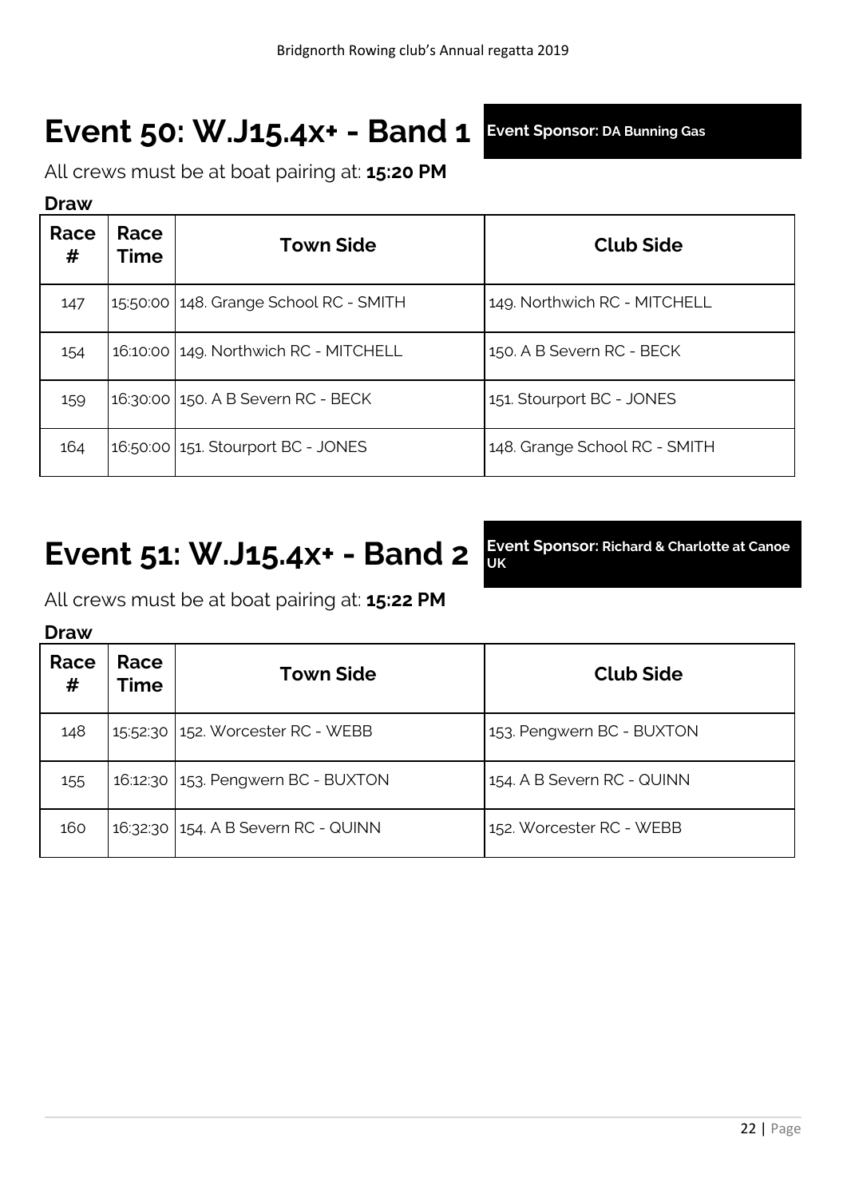# Event 50: W.J15.4x+ - Band 1

**Event Sponsor:** DA Bunning Gas

All crews must be at boat pairing at: **15:20 PM**

**Draw**

| Race # | Race Time | Town Side | Club Side |
|---|---|---|---|
| 147 | 15:50:00 | 148. Grange School RC - SMITH | 149. Northwich RC - MITCHELL |
| 154 | 16:10:00 | 149. Northwich RC - MITCHELL | 150. A B Severn RC - BECK |
| 159 | 16:30:00 | 150. A B Severn RC - BECK | 151. Stourport BC - JONES |
| 164 | 16:50:00 | 151. Stourport BC - JONES | 148. Grange School RC - SMITH |

# Event 51: W.J15.4x+ - Band 2

**Event Sponsor:** Richard & Charlotte at Canoe UK

All crews must be at boat pairing at: **15:22 PM**

**Draw**

| Race # | Race Time | Town Side | Club Side |
|---|---|---|---|
| 148 | 15:52:30 | 152. Worcester RC - WEBB | 153. Pengwern BC - BUXTON |
| 155 | 16:12:30 | 153. Pengwern BC - BUXTON | 154. A B Severn RC - QUINN |
| 160 | 16:32:30 | 154. A B Severn RC - QUINN | 152. Worcester RC - WEBB |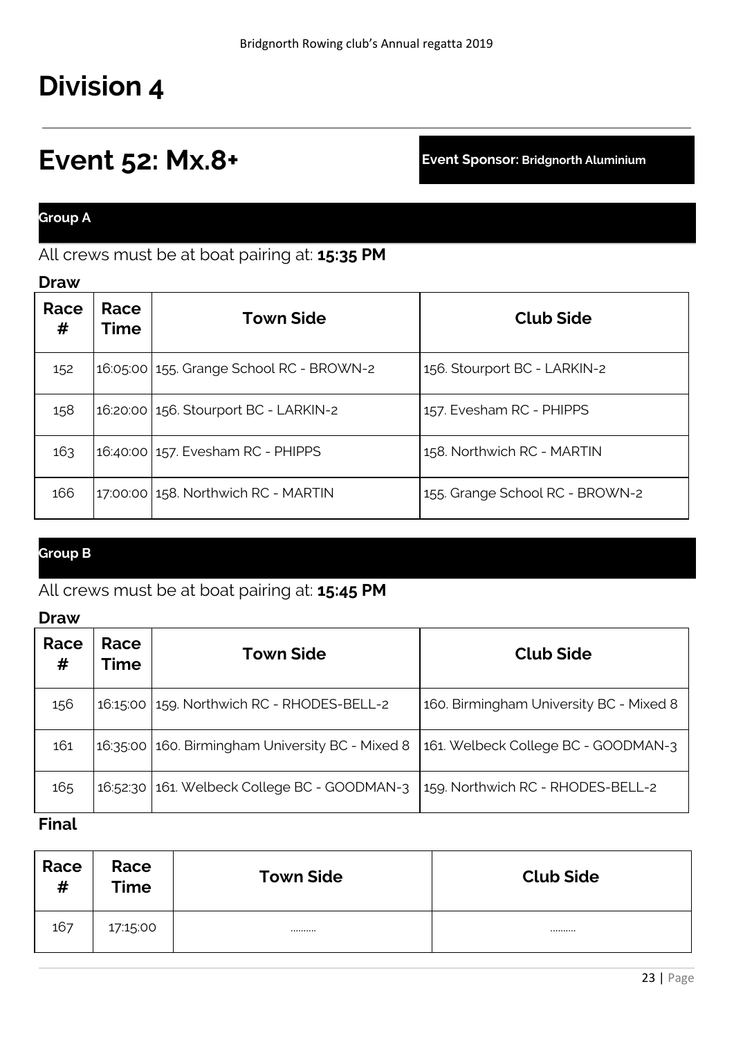# Division 4

## Event 52: Mx.8+

**Event Sponsor:** Bridgnorth Aluminium

### Group A

All crews must be at boat pairing at: **15:35 PM**

**Draw**

| Race # | Race Time | Town Side | Club Side |
|---|---|---|---|
| 152 | 16:05:00 | 155. Grange School RC - BROWN-2 | 156. Stourport BC - LARKIN-2 |
| 158 | 16:20:00 | 156. Stourport BC - LARKIN-2 | 157. Evesham RC - PHIPPS |
| 163 | 16:40:00 | 157. Evesham RC - PHIPPS | 158. Northwich RC - MARTIN |
| 166 | 17:00:00 | 158. Northwich RC - MARTIN | 155. Grange School RC - BROWN-2 |

### Group B

All crews must be at boat pairing at: **15:45 PM**

**Draw**

| Race # | Race Time | Town Side | Club Side |
|---|---|---|---|
| 156 | 16:15:00 | 159. Northwich RC - RHODES-BELL-2 | 160. Birmingham University BC - Mixed 8 |
| 161 | 16:35:00 | 160. Birmingham University BC - Mixed 8 | 161. Welbeck College BC - GOODMAN-3 |
| 165 | 16:52:30 | 161. Welbeck College BC - GOODMAN-3 | 159. Northwich RC - RHODES-BELL-2 |

**Final**

| Race # | Race Time | Town Side | Club Side |
|---|---|---|---|
| 167 | 17:15:00 | .......... | .......... |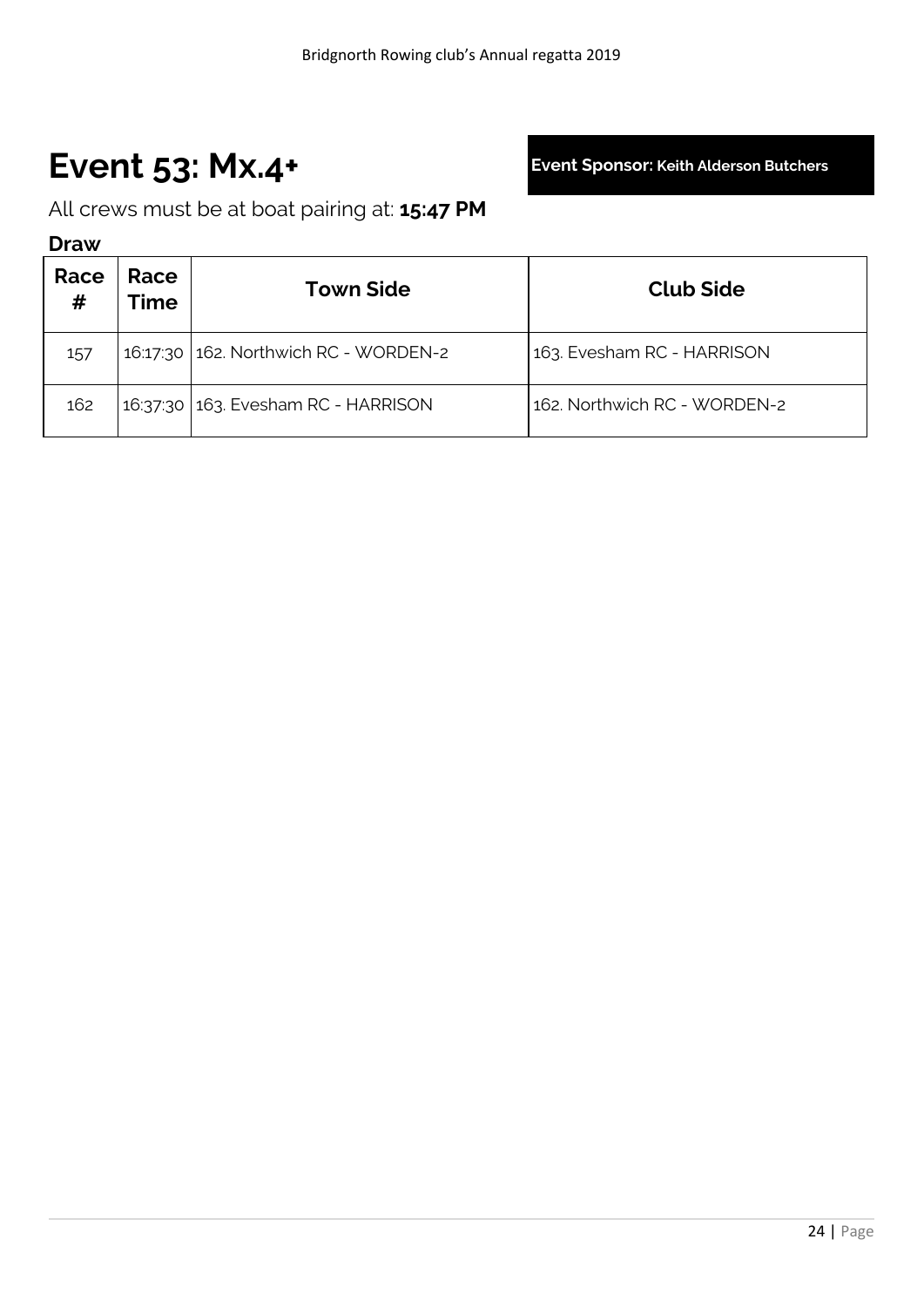# Event 53: Mx.4+

**Event Sponsor: Keith Alderson Butchers**

All crews must be at boat pairing at: **15:47 PM**

**Draw**

| Race # | Race Time | Town Side | Club Side |
|---|---|---|---|
| 157 | 16:17:30 | 162. Northwich RC - WORDEN-2 | 163. Evesham RC - HARRISON |
| 162 | 16:37:30 | 163. Evesham RC - HARRISON | 162. Northwich RC - WORDEN-2 |